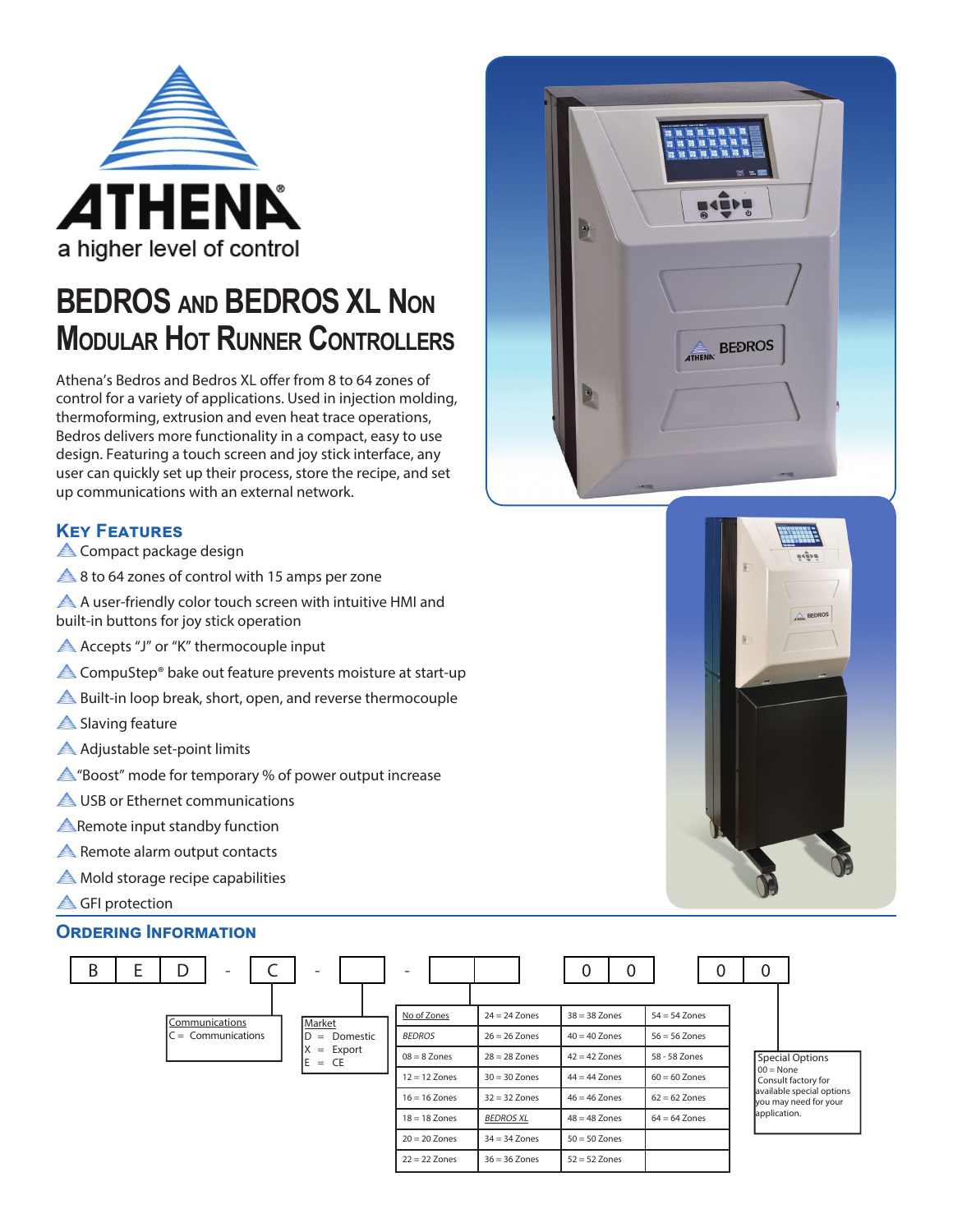ATHENA®

a higher level of control

# BEDROS AND BEDROS XL NON MODULAR HOT RUNNER CONTROLLERS

Athena's Bedros and Bedros XL offer from 8 to 64 zones of control for a variety of applications. Used in injection molding, thermoforming, extrusion and even heat trace operations, Bedros delivers more functionality in a compact, easy to use design. Featuring a touch screen and joy stick interface, any user can quickly set up their process, store the recipe, and set up communications with an external network.

## KEY FEATURES

- Compact package design
- 8 to 64 zones of control with 15 amps per zone
- A user-friendly color touch screen with intuitive HMI and built-in buttons for joy stick operation
- Accepts "J" or "K" thermocouple input
- CompuStep® bake out feature prevents moisture at start-up
- Built-in loop break, short, open, and reverse thermocouple
- Slaving feature
- Adjustable set-point limits
- "Boost" mode for temporary % of power output increase
- USB or Ethernet communications
- Remote input standby function
- Remote alarm output contacts
- Mold storage recipe capabilities
- GFI protection

## ORDERING INFORMATION

B E D - C - ☐ - ☐☐ 0 0 0 0

**Communications**
C = Communications

**Market**
D = Domestic
X = Export
E = CE

| No of Zones | 24 = 24 Zones | 38 = 38 Zones | 54 = 54 Zones |
|---|---|---|---|
| *BEDROS* | 26 = 26 Zones | 40 = 40 Zones | 56 = 56 Zones |
| 08 = 8 Zones | 28 = 28 Zones | 42 = 42 Zones | 58 - 58 Zones |
| 12 = 12 Zones | 30 = 30 Zones | 44 = 44 Zones | 60 = 60 Zones |
| 16 = 16 Zones | 32 = 32 Zones | 46 = 46 Zones | 62 = 62 Zones |
| 18 = 18 Zones | *BEDROS XL* | 48 = 48 Zones | 64 = 64 Zones |
| 20 = 20 Zones | 34 = 34 Zones | 50 = 50 Zones | |
| 22 = 22 Zones | 36 = 36 Zones | 52 = 52 Zones | |

**Special Options**
00 = None
Consult factory for available special options you may need for your application.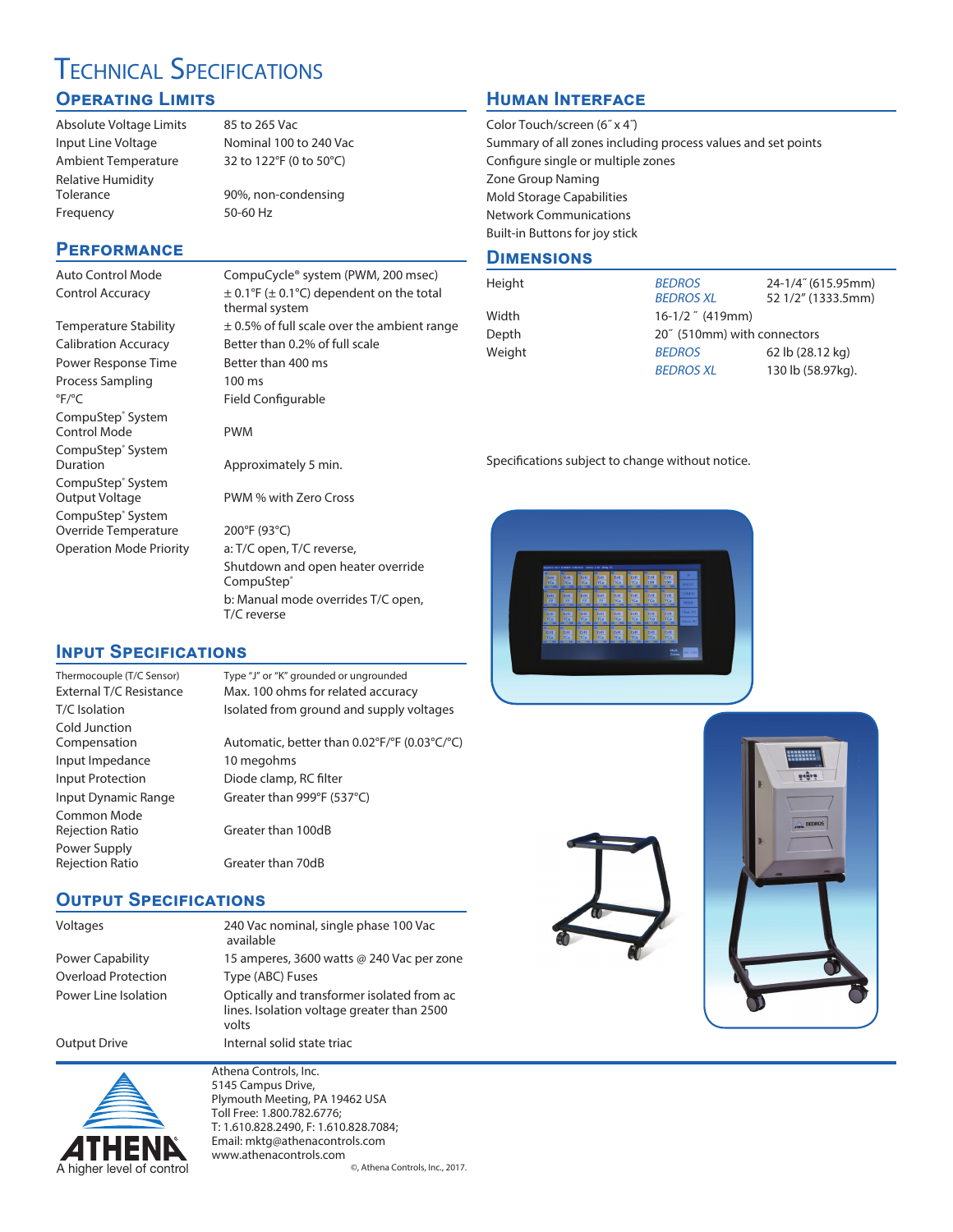# Technical Specifications

## Operating Limits

| | |
|---|---|
| Absolute Voltage Limits | 85 to 265 Vac |
| Input Line Voltage | Nominal 100 to 240 Vac |
| Ambient Temperature | 32 to 122°F (0 to 50°C) |
| Relative Humidity Tolerance | 90%, non-condensing |
| Frequency | 50-60 Hz |

## Performance

| | |
|---|---|
| Auto Control Mode | CompuCycle® system (PWM, 200 msec) |
| Control Accuracy | ± 0.1°F (± 0.1°C) dependent on the total thermal system |
| Temperature Stability | ± 0.5% of full scale over the ambient range |
| Calibration Accuracy | Better than 0.2% of full scale |
| Power Response Time | Better than 400 ms |
| Process Sampling | 100 ms |
| °F/°C | Field Configurable |
| CompuStep® System Control Mode | PWM |
| CompuStep® System Duration | Approximately 5 min. |
| CompuStep® System Output Voltage | PWM % with Zero Cross |
| CompuStep® System Override Temperature | 200°F (93°C) |
| Operation Mode Priority | a: T/C open, T/C reverse, Shutdown and open heater override CompuStep® b: Manual mode overrides T/C open, T/C reverse |

## Input Specifications

| | |
|---|---|
| Thermocouple (T/C Sensor) | Type "J" or "K" grounded or ungrounded |
| External T/C Resistance | Max. 100 ohms for related accuracy |
| T/C Isolation | Isolated from ground and supply voltages |
| Cold Junction Compensation | Automatic, better than 0.02°F/°F (0.03°C/°C) |
| Input Impedance | 10 megohms |
| Input Protection | Diode clamp, RC filter |
| Input Dynamic Range | Greater than 999°F (537°C) |
| Common Mode Rejection Ratio | Greater than 100dB |
| Power Supply Rejection Ratio | Greater than 70dB |

## Output Specifications

| | |
|---|---|
| Voltages | 240 Vac nominal, single phase 100 Vac available |
| Power Capability | 15 amperes, 3600 watts @ 240 Vac per zone |
| Overload Protection | Type (ABC) Fuses |
| Power Line Isolation | Optically and transformer isolated from ac lines. Isolation voltage greater than 2500 volts |
| Output Drive | Internal solid state triac |

## Human Interface

Color Touch/screen (6˝ x 4˝)
Summary of all zones including process values and set points
Configure single or multiple zones
Zone Group Naming
Mold Storage Capabilities
Network Communications
Built-in Buttons for joy stick

## Dimensions

| | | |
|---|---|---|
| Height | *BEDROS* | 24-1/4˝ (615.95mm) |
| | *BEDROS XL* | 52 1/2" (1333.5mm) |
| Width | 16-1/2 ˝ (419mm) | |
| Depth | 20˝ (510mm) with connectors | |
| Weight | *BEDROS* | 62 lb (28.12 kg) |
| | *BEDROS XL* | 130 lb (58.97kg). |

Specifications subject to change without notice.

ATHENA
A higher level of control

Athena Controls, Inc.
5145 Campus Drive,
Plymouth Meeting, PA 19462 USA
Toll Free: 1.800.782.6776;
T: 1.610.828.2490, F: 1.610.828.7084;
Email: mktg@athenacontrols.com
www.athenacontrols.com

©, Athena Controls, Inc., 2017.